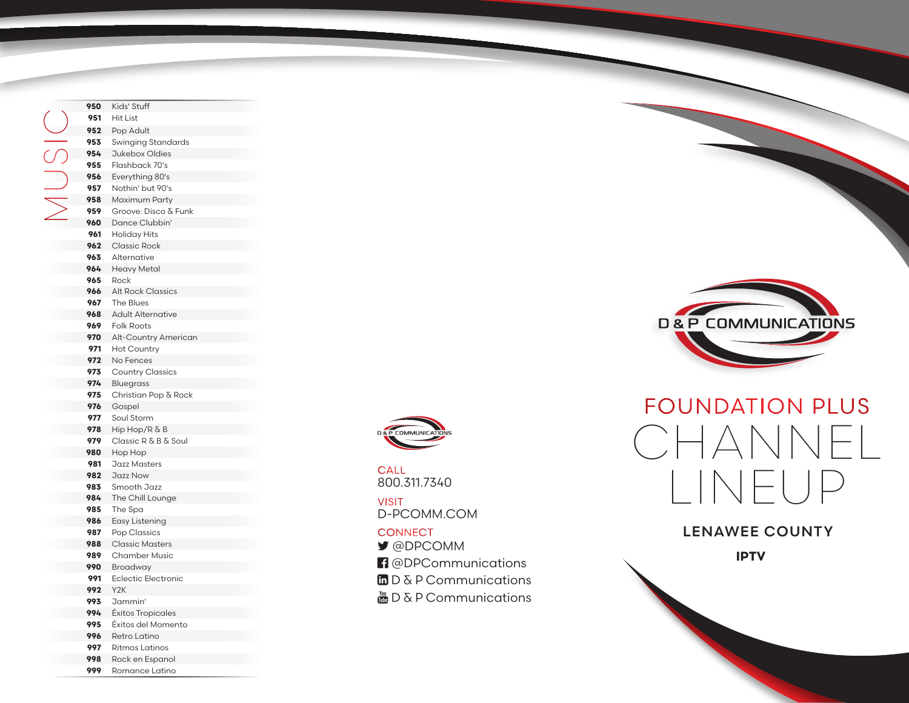## MUSIC

| Channel | Name |
|---|---|
| 950 | Kids' Stuff |
| 951 | Hit List |
| 952 | Pop Adult |
| 953 | Swinging Standards |
| 954 | Jukebox Oldies |
| 955 | Flashback 70's |
| 956 | Everything 80's |
| 957 | Nothin' but 90's |
| 958 | Maximum Party |
| 959 | Groove: Disco & Funk |
| 960 | Dance Clubbin' |
| 961 | Holiday Hits |
| 962 | Classic Rock |
| 963 | Alternative |
| 964 | Heavy Metal |
| 965 | Rock |
| 966 | Alt Rock Classics |
| 967 | The Blues |
| 968 | Adult Alternative |
| 969 | Folk Roots |
| 970 | Alt-Country American |
| 971 | Hot Country |
| 972 | No Fences |
| 973 | Country Classics |
| 974 | Bluegrass |
| 975 | Christian Pop & Rock |
| 976 | Gospel |
| 977 | Soul Storm |
| 978 | Hip Hop/R & B |
| 979 | Classic R & B & Soul |
| 980 | Hop Hop |
| 981 | Jazz Masters |
| 982 | Jazz Now |
| 983 | Smooth Jazz |
| 984 | The Chill Lounge |
| 985 | The Spa |
| 986 | Easy Listening |
| 987 | Pop Classics |
| 988 | Classic Masters |
| 989 | Chamber Music |
| 990 | Broadway |
| 991 | Eclectic Electronic |
| 992 | Y2K |
| 993 | Jammin' |
| 994 | Éxitos Tropicales |
| 995 | Éxitos del Momento |
| 996 | Retro Latino |
| 997 | Ritmos Latinos |
| 998 | Rock en Espanol |
| 999 | Romance Latino |

D & P COMMUNICATIONS

CALL
800.311.7340

VISIT
D-PCOMM.COM

CONNECT
@DPCOMM
@DPCommunications
D & P Communications
D & P Communications

D & P COMMUNICATIONS

# FOUNDATION PLUS
# CHANNEL LINEUP

**LENAWEE COUNTY**

**IPTV**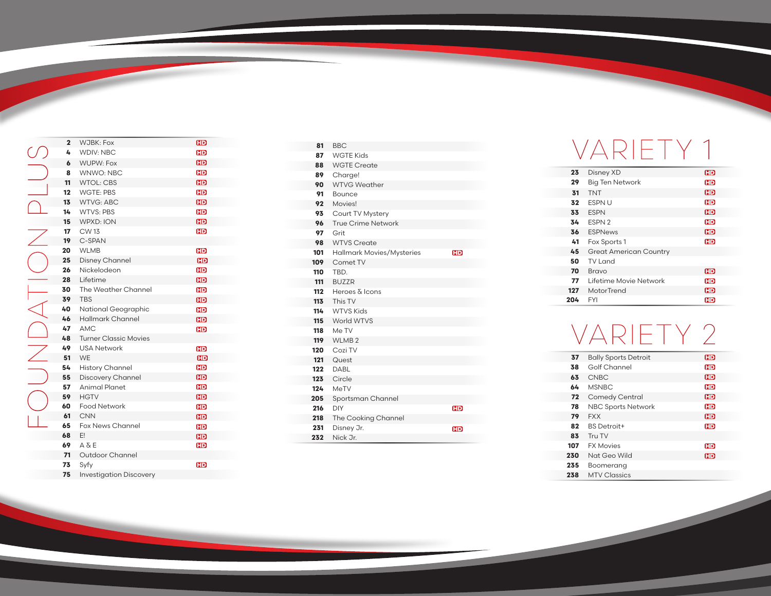# FOUNDATION PLUS

| | | |
|---|---|---|
| 2 | WJBK: Fox | HD |
| 4 | WDIV: NBC | HD |
| 6 | WUPW: Fox | HD |
| 8 | WNWO: NBC | HD |
| 11 | WTOL: CBS | HD |
| 12 | WGTE: PBS | HD |
| 13 | WTVG: ABC | HD |
| 14 | WTVS: PBS | HD |
| 15 | WPXD: ION | HD |
| 17 | CW 13 | HD |
| 19 | C-SPAN | |
| 20 | WLMB | HD |
| 25 | Disney Channel | HD |
| 26 | Nickelodeon | HD |
| 28 | Lifetime | HD |
| 30 | The Weather Channel | HD |
| 39 | TBS | HD |
| 40 | National Geographic | HD |
| 46 | Hallmark Channel | HD |
| 47 | AMC | HD |
| 48 | Turner Classic Movies | |
| 49 | USA Network | HD |
| 51 | WE | HD |
| 54 | History Channel | HD |
| 55 | Discovery Channel | HD |
| 57 | Animal Planet | HD |
| 59 | HGTV | HD |
| 60 | Food Network | HD |
| 61 | CNN | HD |
| 65 | Fox News Channel | HD |
| 68 | E! | HD |
| 69 | A & E | HD |
| 71 | Outdoor Channel | |
| 73 | Syfy | HD |
| 75 | Investigation Discovery | |
| 81 | BBC | |
| 87 | WGTE Kids | |
| 88 | WGTE Create | |
| 89 | Charge! | |
| 90 | WTVG Weather | |
| 91 | Bounce | |
| 92 | Movies! | |
| 93 | Court TV Mystery | |
| 96 | True Crime Network | |
| 97 | Grit | |
| 98 | WTVS Create | |
| 101 | Hallmark Movies/Mysteries | HD |
| 109 | Comet TV | |
| 110 | TBD. | |
| 111 | BUZZR | |
| 112 | Heroes & Icons | |
| 113 | This TV | |
| 114 | WTVS Kids | |
| 115 | World WTVS | |
| 118 | Me TV | |
| 119 | WLMB 2 | |
| 120 | Cozi TV | |
| 121 | Quest | |
| 122 | DABL | |
| 123 | Circle | |
| 124 | MeTV | |
| 205 | Sportsman Channel | |
| 216 | DIY | HD |
| 218 | The Cooking Channel | |
| 231 | Disney Jr. | HD |
| 232 | Nick Jr. | |

# VARIETY 1

| | | |
|---|---|---|
| 23 | Disney XD | HD |
| 29 | Big Ten Network | HD |
| 31 | TNT | HD |
| 32 | ESPN U | HD |
| 33 | ESPN | HD |
| 34 | ESPN 2 | HD |
| 36 | ESPNews | HD |
| 41 | Fox Sports 1 | HD |
| 45 | Great American Country | |
| 50 | TV Land | |
| 70 | Bravo | HD |
| 77 | Lifetime Movie Network | HD |
| 127 | MotorTrend | HD |
| 204 | FYI | HD |

# VARIETY 2

| | | |
|---|---|---|
| 37 | Bally Sports Detroit | HD |
| 38 | Golf Channel | HD |
| 63 | CNBC | HD |
| 64 | MSNBC | HD |
| 72 | Comedy Central | HD |
| 78 | NBC Sports Network | HD |
| 79 | FXX | HD |
| 82 | BS Detroit+ | HD |
| 83 | Tru TV | |
| 107 | FX Movies | HD |
| 230 | Nat Geo Wild | HD |
| 235 | Boomerang | |
| 238 | MTV Classics | |